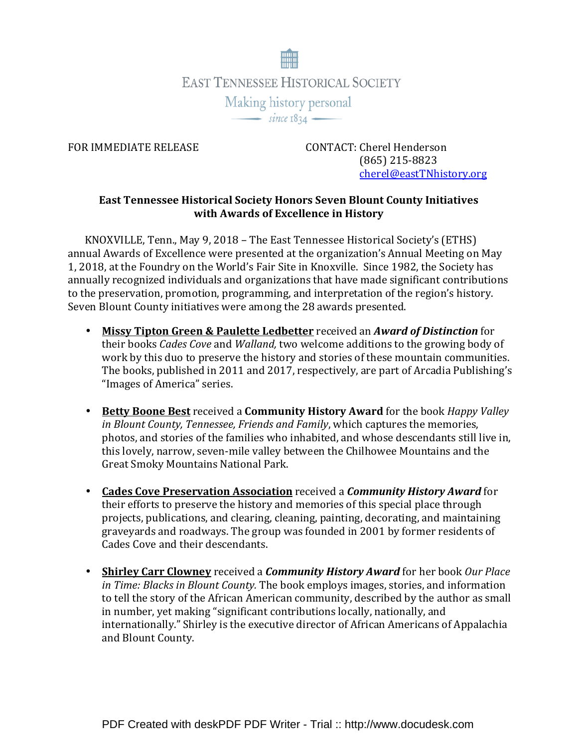EAST TENNESSEE HISTORICAL SOCIETY

Making history personal

since 1834

FOR IMMEDIATE RELEASE

CONTACT: Cherel Henderson
(865) 215-8823
cherel@eastTNhistory.org

**East Tennessee Historical Society Honors Seven Blount County Initiatives with Awards of Excellence in History**

KNOXVILLE, Tenn., May 9, 2018 – The East Tennessee Historical Society's (ETHS) annual Awards of Excellence were presented at the organization's Annual Meeting on May 1, 2018, at the Foundry on the World's Fair Site in Knoxville. Since 1982, the Society has annually recognized individuals and organizations that have made significant contributions to the preservation, promotion, programming, and interpretation of the region's history. Seven Blount County initiatives were among the 28 awards presented.

- **Missy Tipton Green & Paulette Ledbetter** received an ***Award of Distinction*** for their books *Cades Cove* and *Walland,* two welcome additions to the growing body of work by this duo to preserve the history and stories of these mountain communities. The books, published in 2011 and 2017, respectively, are part of Arcadia Publishing's "Images of America" series.

- **Betty Boone Best** received a **Community History Award** for the book *Happy Valley in Blount County, Tennessee, Friends and Family*, which captures the memories, photos, and stories of the families who inhabited, and whose descendants still live in, this lovely, narrow, seven-mile valley between the Chilhowee Mountains and the Great Smoky Mountains National Park.

- **Cades Cove Preservation Association** received a ***Community History Award*** for their efforts to preserve the history and memories of this special place through projects, publications, and clearing, cleaning, painting, decorating, and maintaining graveyards and roadways. The group was founded in 2001 by former residents of Cades Cove and their descendants.

- **Shirley Carr Clowney** received a ***Community History Award*** for her book *Our Place in Time: Blacks in Blount County.* The book employs images, stories, and information to tell the story of the African American community, described by the author as small in number, yet making "significant contributions locally, nationally, and internationally." Shirley is the executive director of African Americans of Appalachia and Blount County.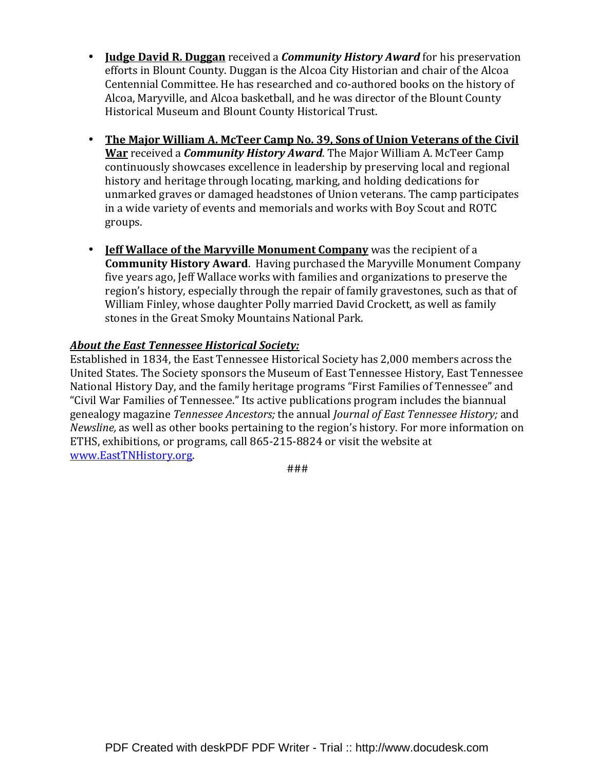- **Judge David R. Duggan** received a ***Community History Award*** for his preservation efforts in Blount County. Duggan is the Alcoa City Historian and chair of the Alcoa Centennial Committee. He has researched and co-authored books on the history of Alcoa, Maryville, and Alcoa basketball, and he was director of the Blount County Historical Museum and Blount County Historical Trust.

- **The Major William A. McTeer Camp No. 39, Sons of Union Veterans of the Civil War** received a ***Community History Award***. The Major William A. McTeer Camp continuously showcases excellence in leadership by preserving local and regional history and heritage through locating, marking, and holding dedications for unmarked graves or damaged headstones of Union veterans. The camp participates in a wide variety of events and memorials and works with Boy Scout and ROTC groups.

- **Jeff Wallace of the Maryville Monument Company** was the recipient of a **Community History Award**. Having purchased the Maryville Monument Company five years ago, Jeff Wallace works with families and organizations to preserve the region's history, especially through the repair of family gravestones, such as that of William Finley, whose daughter Polly married David Crockett, as well as family stones in the Great Smoky Mountains National Park.

***About the East Tennessee Historical Society:***

Established in 1834, the East Tennessee Historical Society has 2,000 members across the United States. The Society sponsors the Museum of East Tennessee History, East Tennessee National History Day, and the family heritage programs "First Families of Tennessee" and "Civil War Families of Tennessee." Its active publications program includes the biannual genealogy magazine *Tennessee Ancestors;* the annual *Journal of East Tennessee History;* and *Newsline,* as well as other books pertaining to the region's history. For more information on ETHS, exhibitions, or programs, call 865-215-8824 or visit the website at [www.EastTNHistory.org](http://www.EastTNHistory.org).

###